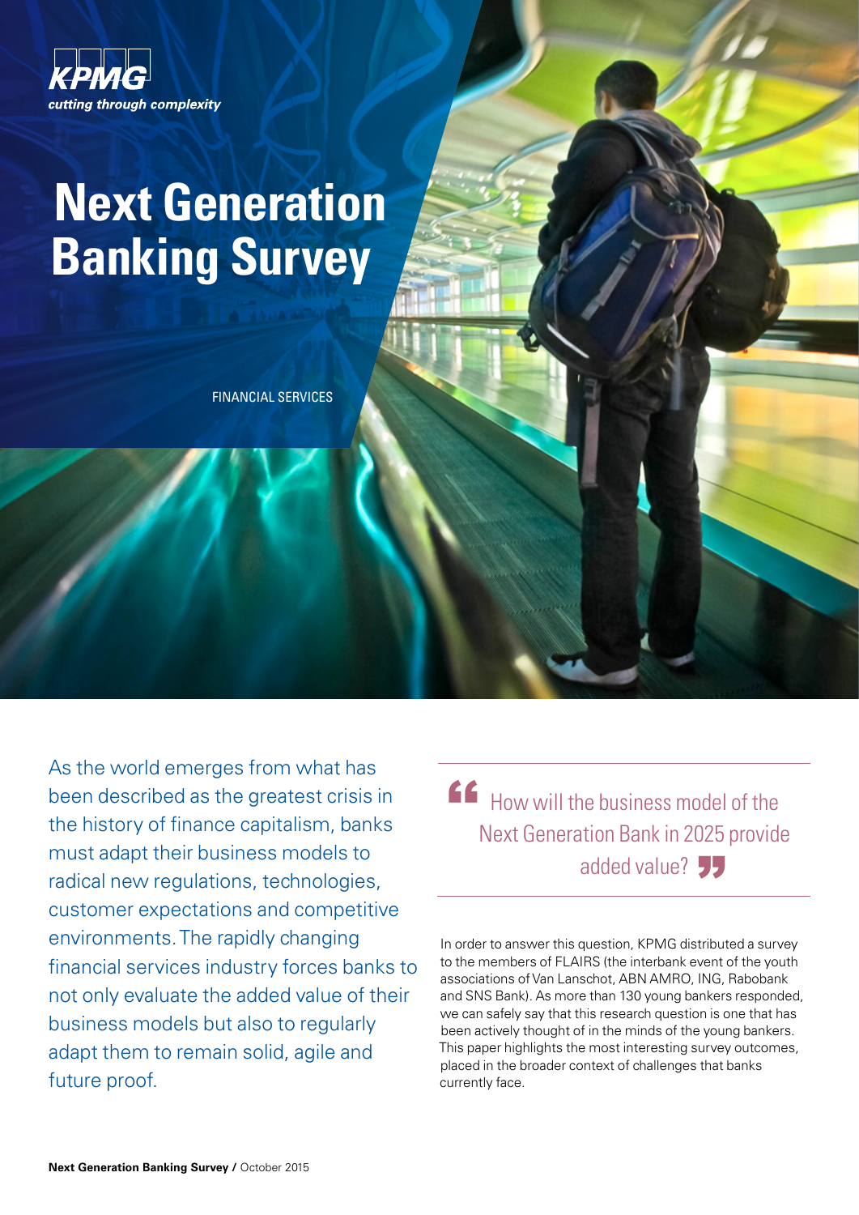KPMG

*cutting through complexity*

# Next Generation Banking Survey

FINANCIAL SERVICES

As the world emerges from what has been described as the greatest crisis in the history of finance capitalism, banks must adapt their business models to radical new regulations, technologies, customer expectations and competitive environments. The rapidly changing financial services industry forces banks to not only evaluate the added value of their business models but also to regularly adapt them to remain solid, agile and future proof.

> "How will the business model of the Next Generation Bank in 2025 provide added value?"

In order to answer this question, KPMG distributed a survey to the members of FLAIRS (the interbank event of the youth associations of Van Lanschot, ABN AMRO, ING, Rabobank and SNS Bank). As more than 130 young bankers responded, we can safely say that this research question is one that has been actively thought of in the minds of the young bankers. This paper highlights the most interesting survey outcomes, placed in the broader context of challenges that banks currently face.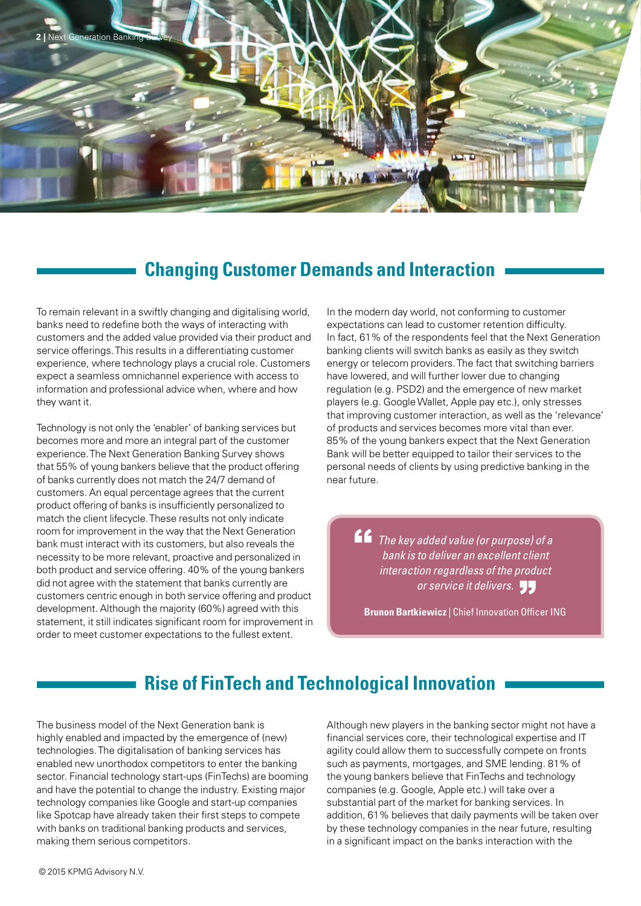## Changing Customer Demands and Interaction

To remain relevant in a swiftly changing and digitalising world, banks need to redefine both the ways of interacting with customers and the added value provided via their product and service offerings. This results in a differentiating customer experience, where technology plays a crucial role. Customers expect a seamless omnichannel experience with access to information and professional advice when, where and how they want it.

Technology is not only the 'enabler' of banking services but becomes more and more an integral part of the customer experience. The Next Generation Banking Survey shows that 55% of young bankers believe that the product offering of banks currently does not match the 24/7 demand of customers. An equal percentage agrees that the current product offering of banks is insufficiently personalized to match the client lifecycle. These results not only indicate room for improvement in the way that the Next Generation bank must interact with its customers, but also reveals the necessity to be more relevant, proactive and personalized in both product and service offering. 40% of the young bankers did not agree with the statement that banks currently are customers centric enough in both service offering and product development. Although the majority (60%) agreed with this statement, it still indicates significant room for improvement in order to meet customer expectations to the fullest extent.

In the modern day world, not conforming to customer expectations can lead to customer retention difficulty. In fact, 61% of the respondents feel that the Next Generation banking clients will switch banks as easily as they switch energy or telecom providers. The fact that switching barriers have lowered, and will further lower due to changing regulation (e.g. PSD2) and the emergence of new market players (e.g. Google Wallet, Apple pay etc.), only stresses that improving customer interaction, as well as the 'relevance' of products and services becomes more vital than ever. 85% of the young bankers expect that the Next Generation Bank will be better equipped to tailor their services to the personal needs of clients by using predictive banking in the near future.

> *"The key added value (or purpose) of a bank is to deliver an excellent client interaction regardless of the product or service it delivers."*
>
> **Brunon Bartkiewicz** | Chief Innovation Officer ING

## Rise of FinTech and Technological Innovation

The business model of the Next Generation bank is highly enabled and impacted by the emergence of (new) technologies. The digitalisation of banking services has enabled new unorthodox competitors to enter the banking sector. Financial technology start-ups (FinTechs) are booming and have the potential to change the industry. Existing major technology companies like Google and start-up companies like Spotcap have already taken their first steps to compete with banks on traditional banking products and services, making them serious competitors.

Although new players in the banking sector might not have a financial services core, their technological expertise and IT agility could allow them to successfully compete on fronts such as payments, mortgages, and SME lending. 81% of the young bankers believe that FinTechs and technology companies (e.g. Google, Apple etc.) will take over a substantial part of the market for banking services. In addition, 61% believes that daily payments will be taken over by these technology companies in the near future, resulting in a significant impact on the banks interaction with the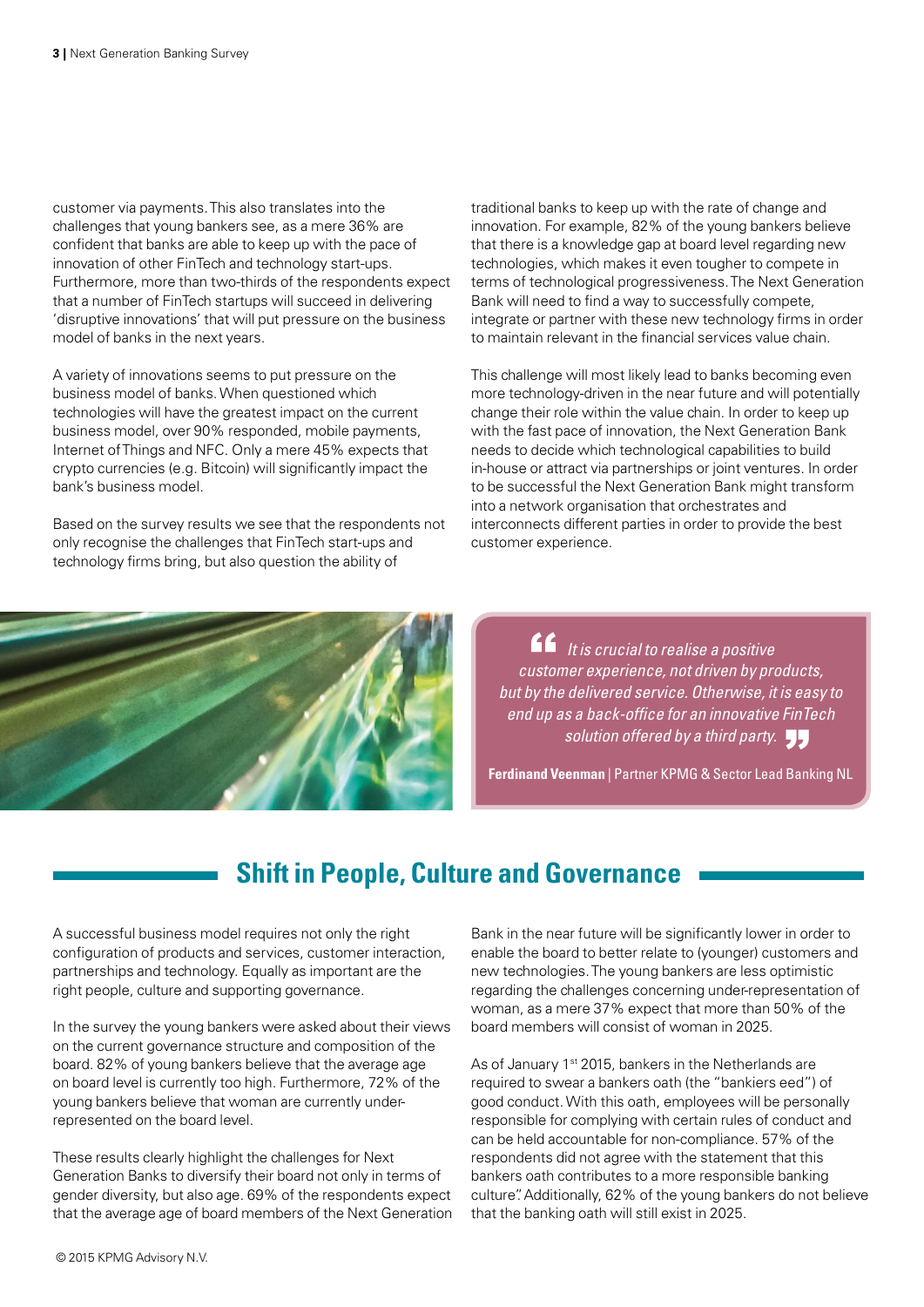customer via payments. This also translates into the challenges that young bankers see, as a mere 36% are confident that banks are able to keep up with the pace of innovation of other FinTech and technology start-ups. Furthermore, more than two-thirds of the respondents expect that a number of FinTech startups will succeed in delivering 'disruptive innovations' that will put pressure on the business model of banks in the next years.

A variety of innovations seems to put pressure on the business model of banks. When questioned which technologies will have the greatest impact on the current business model, over 90% responded, mobile payments, Internet of Things and NFC. Only a mere 45% expects that crypto currencies (e.g. Bitcoin) will significantly impact the bank's business model.

Based on the survey results we see that the respondents not only recognise the challenges that FinTech start-ups and technology firms bring, but also question the ability of traditional banks to keep up with the rate of change and innovation. For example, 82% of the young bankers believe that there is a knowledge gap at board level regarding new technologies, which makes it even tougher to compete in terms of technological progressiveness. The Next Generation Bank will need to find a way to successfully compete, integrate or partner with these new technology firms in order to maintain relevant in the financial services value chain.

This challenge will most likely lead to banks becoming even more technology-driven in the near future and will potentially change their role within the value chain. In order to keep up with the fast pace of innovation, the Next Generation Bank needs to decide which technological capabilities to build in-house or attract via partnerships or joint ventures. In order to be successful the Next Generation Bank might transform into a network organisation that orchestrates and interconnects different parties in order to provide the best customer experience.

> *"It is crucial to realise a positive customer experience, not driven by products, but by the delivered service. Otherwise, it is easy to end up as a back-office for an innovative FinTech solution offered by a third party."*
>
> **Ferdinand Veenman** | Partner KPMG & Sector Lead Banking NL

## Shift in People, Culture and Governance

A successful business model requires not only the right configuration of products and services, customer interaction, partnerships and technology. Equally as important are the right people, culture and supporting governance.

In the survey the young bankers were asked about their views on the current governance structure and composition of the board. 82% of young bankers believe that the average age on board level is currently too high. Furthermore, 72% of the young bankers believe that woman are currently under-represented on the board level.

These results clearly highlight the challenges for Next Generation Banks to diversify their board not only in terms of gender diversity, but also age. 69% of the respondents expect that the average age of board members of the Next Generation Bank in the near future will be significantly lower in order to enable the board to better relate to (younger) customers and new technologies. The young bankers are less optimistic regarding the challenges concerning under-representation of woman, as a mere 37% expect that more than 50% of the board members will consist of woman in 2025.

As of January 1st 2015, bankers in the Netherlands are required to swear a bankers oath (the "bankiers eed") of good conduct. With this oath, employees will be personally responsible for complying with certain rules of conduct and can be held accountable for non-compliance. 57% of the respondents did not agree with the statement that this bankers oath contributes to a more responsible banking culture". Additionally, 62% of the young bankers do not believe that the banking oath will still exist in 2025.

© 2015 KPMG Advisory N.V.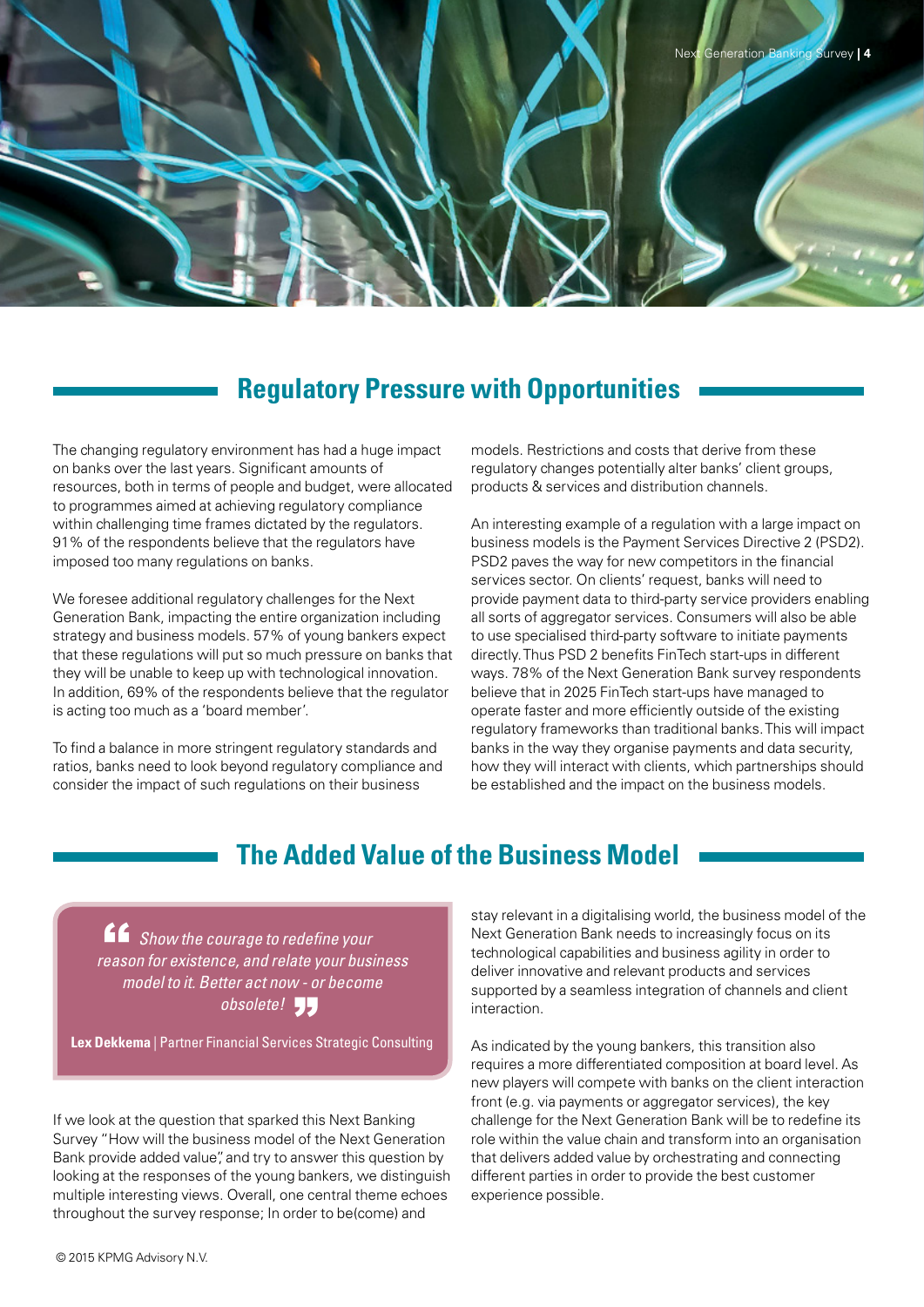## Regulatory Pressure with Opportunities

The changing regulatory environment has had a huge impact on banks over the last years. Significant amounts of resources, both in terms of people and budget, were allocated to programmes aimed at achieving regulatory compliance within challenging time frames dictated by the regulators. 91% of the respondents believe that the regulators have imposed too many regulations on banks.

We foresee additional regulatory challenges for the Next Generation Bank, impacting the entire organization including strategy and business models. 57% of young bankers expect that these regulations will put so much pressure on banks that they will be unable to keep up with technological innovation. In addition, 69% of the respondents believe that the regulator is acting too much as a 'board member'.

To find a balance in more stringent regulatory standards and ratios, banks need to look beyond regulatory compliance and consider the impact of such regulations on their business models. Restrictions and costs that derive from these regulatory changes potentially alter banks' client groups, products & services and distribution channels.

An interesting example of a regulation with a large impact on business models is the Payment Services Directive 2 (PSD2). PSD2 paves the way for new competitors in the financial services sector. On clients' request, banks will need to provide payment data to third-party service providers enabling all sorts of aggregator services. Consumers will also be able to use specialised third-party software to initiate payments directly. Thus PSD 2 benefits FinTech start-ups in different ways. 78% of the Next Generation Bank survey respondents believe that in 2025 FinTech start-ups have managed to operate faster and more efficiently outside of the existing regulatory frameworks than traditional banks. This will impact banks in the way they organise payments and data security, how they will interact with clients, which partnerships should be established and the impact on the business models.

## The Added Value of the Business Model

> *"Show the courage to redefine your reason for existence, and relate your business model to it. Better act now - or become obsolete!"*
>
> **Lex Dekkema** | Partner Financial Services Strategic Consulting

If we look at the question that sparked this Next Banking Survey "How will the business model of the Next Generation Bank provide added value", and try to answer this question by looking at the responses of the young bankers, we distinguish multiple interesting views. Overall, one central theme echoes throughout the survey response; In order to be(come) and stay relevant in a digitalising world, the business model of the Next Generation Bank needs to increasingly focus on its technological capabilities and business agility in order to deliver innovative and relevant products and services supported by a seamless integration of channels and client interaction.

As indicated by the young bankers, this transition also requires a more differentiated composition at board level. As new players will compete with banks on the client interaction front (e.g. via payments or aggregator services), the key challenge for the Next Generation Bank will be to redefine its role within the value chain and transform into an organisation that delivers added value by orchestrating and connecting different parties in order to provide the best customer experience possible.

© 2015 KPMG Advisory N.V.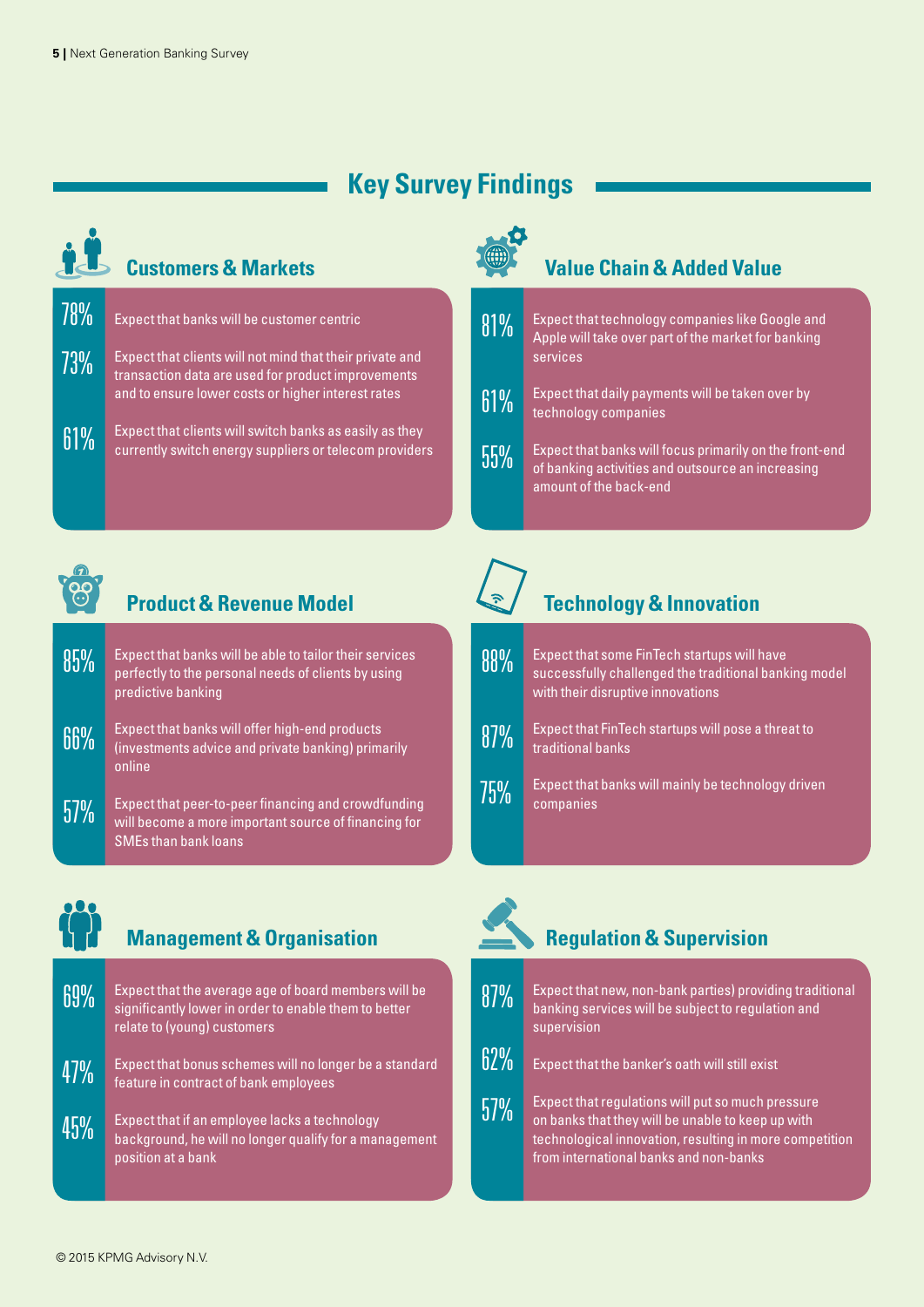# Key Survey Findings

## Customers & Markets

- **78%** Expect that banks will be customer centric
- **73%** Expect that clients will not mind that their private and transaction data are used for product improvements and to ensure lower costs or higher interest rates
- **61%** Expect that clients will switch banks as easily as they currently switch energy suppliers or telecom providers

## Value Chain & Added Value

- **81%** Expect that technology companies like Google and Apple will take over part of the market for banking services
- **61%** Expect that daily payments will be taken over by technology companies
- **55%** Expect that banks will focus primarily on the front-end of banking activities and outsource an increasing amount of the back-end

## Product & Revenue Model

- **85%** Expect that banks will be able to tailor their services perfectly to the personal needs of clients by using predictive banking
- **66%** Expect that banks will offer high-end products (investments advice and private banking) primarily online
- **57%** Expect that peer-to-peer financing and crowdfunding will become a more important source of financing for SMEs than bank loans

## Technology & Innovation

- **88%** Expect that some FinTech startups will have successfully challenged the traditional banking model with their disruptive innovations
- **87%** Expect that FinTech startups will pose a threat to traditional banks
- **75%** Expect that banks will mainly be technology driven companies

## Management & Organisation

- **69%** Expect that the average age of board members will be significantly lower in order to enable them to better relate to (young) customers
- **47%** Expect that bonus schemes will no longer be a standard feature in contract of bank employees
- **45%** Expect that if an employee lacks a technology background, he will no longer qualify for a management position at a bank

## Regulation & Supervision

- **87%** Expect that new, non-bank parties) providing traditional banking services will be subject to regulation and supervision
- **62%** Expect that the banker's oath will still exist
- **57%** Expect that regulations will put so much pressure on banks that they will be unable to keep up with technological innovation, resulting in more competition from international banks and non-banks

© 2015 KPMG Advisory N.V.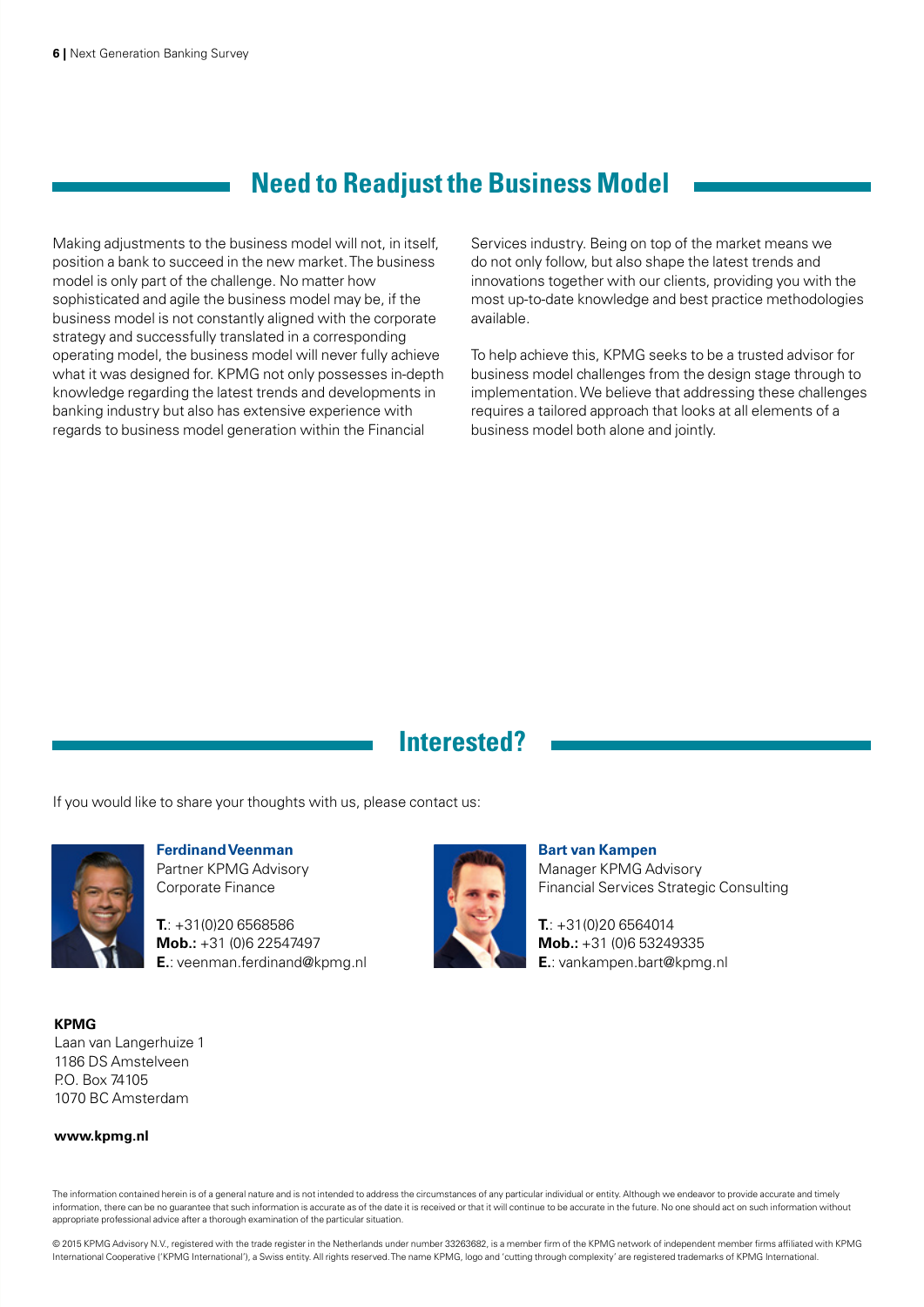## Need to Readjust the Business Model

Making adjustments to the business model will not, in itself, position a bank to succeed in the new market. The business model is only part of the challenge. No matter how sophisticated and agile the business model may be, if the business model is not constantly aligned with the corporate strategy and successfully translated in a corresponding operating model, the business model will never fully achieve what it was designed for. KPMG not only possesses in-depth knowledge regarding the latest trends and developments in banking industry but also has extensive experience with regards to business model generation within the Financial Services industry. Being on top of the market means we do not only follow, but also shape the latest trends and innovations together with our clients, providing you with the most up-to-date knowledge and best practice methodologies available.

To help achieve this, KPMG seeks to be a trusted advisor for business model challenges from the design stage through to implementation. We believe that addressing these challenges requires a tailored approach that looks at all elements of a business model both alone and jointly.

## Interested?

If you would like to share your thoughts with us, please contact us:

**Ferdinand Veenman**
Partner KPMG Advisory
Corporate Finance

**T.**: +31(0)20 6568586
**Mob.:** +31 (0)6 22547497
**E.**: veenman.ferdinand@kpmg.nl

**Bart van Kampen**
Manager KPMG Advisory
Financial Services Strategic Consulting

**T.**: +31(0)20 6564014
**Mob.:** +31 (0)6 53249335
**E.**: vankampen.bart@kpmg.nl

**KPMG**
Laan van Langerhuize 1
1186 DS Amstelveen
P.O. Box 74105
1070 BC Amsterdam

**www.kpmg.nl**

The information contained herein is of a general nature and is not intended to address the circumstances of any particular individual or entity. Although we endeavor to provide accurate and timely information, there can be no guarantee that such information is accurate as of the date it is received or that it will continue to be accurate in the future. No one should act on such information without appropriate professional advice after a thorough examination of the particular situation.

© 2015 KPMG Advisory N.V., registered with the trade register in the Netherlands under number 33263682, is a member firm of the KPMG network of independent member firms affiliated with KPMG International Cooperative ('KPMG International'), a Swiss entity. All rights reserved. The name KPMG, logo and 'cutting through complexity' are registered trademarks of KPMG International.